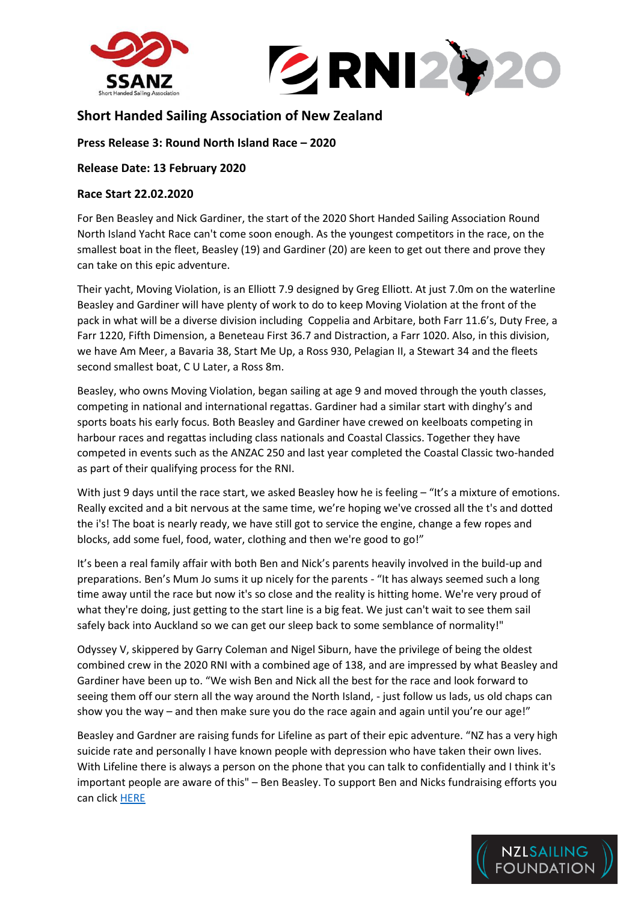## Short Handed Sailing Association of New Zealand

**Press Release 3: Round North Island Race – 2020**

**Release Date: 13 February 2020**

**Race Start 22.02.2020**

For Ben Beasley and Nick Gardiner, the start of the 2020 Short Handed Sailing Association Round North Island Yacht Race can't come soon enough. As the youngest competitors in the race, on the smallest boat in the fleet, Beasley (19) and Gardiner (20) are keen to get out there and prove they can take on this epic adventure.

Their yacht, Moving Violation, is an Elliott 7.9 designed by Greg Elliott. At just 7.0m on the waterline Beasley and Gardiner will have plenty of work to do to keep Moving Violation at the front of the pack in what will be a diverse division including Coppelia and Arbitare, both Farr 11.6's, Duty Free, a Farr 1220, Fifth Dimension, a Beneteau First 36.7 and Distraction, a Farr 1020. Also, in this division, we have Am Meer, a Bavaria 38, Start Me Up, a Ross 930, Pelagian II, a Stewart 34 and the fleets second smallest boat, C U Later, a Ross 8m.

Beasley, who owns Moving Violation, began sailing at age 9 and moved through the youth classes, competing in national and international regattas. Gardiner had a similar start with dinghy's and sports boats his early focus. Both Beasley and Gardiner have crewed on keelboats competing in harbour races and regattas including class nationals and Coastal Classics. Together they have competed in events such as the ANZAC 250 and last year completed the Coastal Classic two-handed as part of their qualifying process for the RNI.

With just 9 days until the race start, we asked Beasley how he is feeling – "It's a mixture of emotions. Really excited and a bit nervous at the same time, we're hoping we've crossed all the t's and dotted the i's! The boat is nearly ready, we have still got to service the engine, change a few ropes and blocks, add some fuel, food, water, clothing and then we're good to go!"

It's been a real family affair with both Ben and Nick's parents heavily involved in the build-up and preparations. Ben's Mum Jo sums it up nicely for the parents - "It has always seemed such a long time away until the race but now it's so close and the reality is hitting home. We're very proud of what they're doing, just getting to the start line is a big feat. We just can't wait to see them sail safely back into Auckland so we can get our sleep back to some semblance of normality!"

Odyssey V, skippered by Garry Coleman and Nigel Siburn, have the privilege of being the oldest combined crew in the 2020 RNI with a combined age of 138, and are impressed by what Beasley and Gardiner have been up to. "We wish Ben and Nick all the best for the race and look forward to seeing them off our stern all the way around the North Island, - just follow us lads, us old chaps can show you the way – and then make sure you do the race again and again until you're our age!"

Beasley and Gardner are raising funds for Lifeline as part of their epic adventure. "NZ has a very high suicide rate and personally I have known people with depression who have taken their own lives. With Lifeline there is always a person on the phone that you can talk to confidentially and I think it's important people are aware of this" – Ben Beasley. To support Ben and Nicks fundraising efforts you can click HERE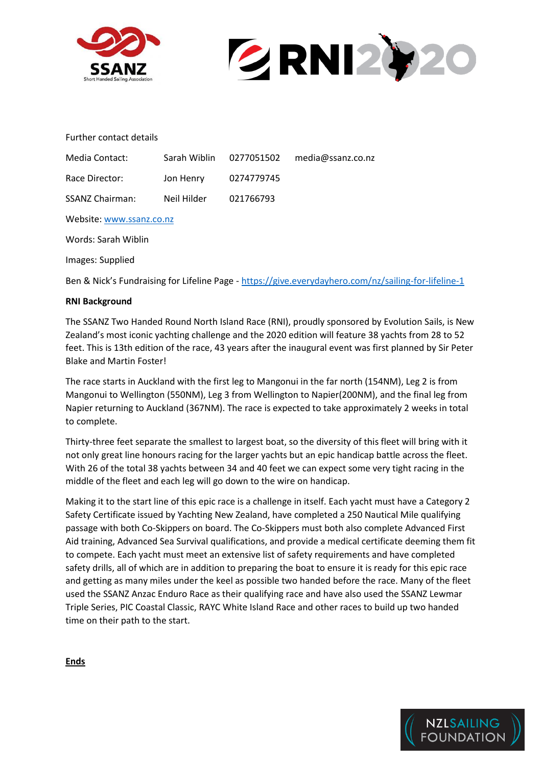Further contact details

| | | | |
|---|---|---|---|
| Media Contact: | Sarah Wiblin | 0277051502 | media@ssanz.co.nz |
| Race Director: | Jon Henry | 0274779745 | |
| SSANZ Chairman: | Neil Hilder | 021766793 | |

Website: [www.ssanz.co.nz](http://www.ssanz.co.nz)

Words: Sarah Wiblin

Images: Supplied

Ben & Nick's Fundraising for Lifeline Page - [https://give.everydayhero.com/nz/sailing-for-lifeline-1](https://give.everydayhero.com/nz/sailing-for-lifeline-1)

**RNI Background**

The SSANZ Two Handed Round North Island Race (RNI), proudly sponsored by Evolution Sails, is New Zealand's most iconic yachting challenge and the 2020 edition will feature 38 yachts from 28 to 52 feet. This is 13th edition of the race, 43 years after the inaugural event was first planned by Sir Peter Blake and Martin Foster!

The race starts in Auckland with the first leg to Mangonui in the far north (154NM), Leg 2 is from Mangonui to Wellington (550NM), Leg 3 from Wellington to Napier(200NM), and the final leg from Napier returning to Auckland (367NM). The race is expected to take approximately 2 weeks in total to complete.

Thirty-three feet separate the smallest to largest boat, so the diversity of this fleet will bring with it not only great line honours racing for the larger yachts but an epic handicap battle across the fleet. With 26 of the total 38 yachts between 34 and 40 feet we can expect some very tight racing in the middle of the fleet and each leg will go down to the wire on handicap.

Making it to the start line of this epic race is a challenge in itself. Each yacht must have a Category 2 Safety Certificate issued by Yachting New Zealand, have completed a 250 Nautical Mile qualifying passage with both Co-Skippers on board. The Co-Skippers must both also complete Advanced First Aid training, Advanced Sea Survival qualifications, and provide a medical certificate deeming them fit to compete. Each yacht must meet an extensive list of safety requirements and have completed safety drills, all of which are in addition to preparing the boat to ensure it is ready for this epic race and getting as many miles under the keel as possible two handed before the race. Many of the fleet used the SSANZ Anzac Enduro Race as their qualifying race and have also used the SSANZ Lewmar Triple Series, PIC Coastal Classic, RAYC White Island Race and other races to build up two handed time on their path to the start.

**Ends**